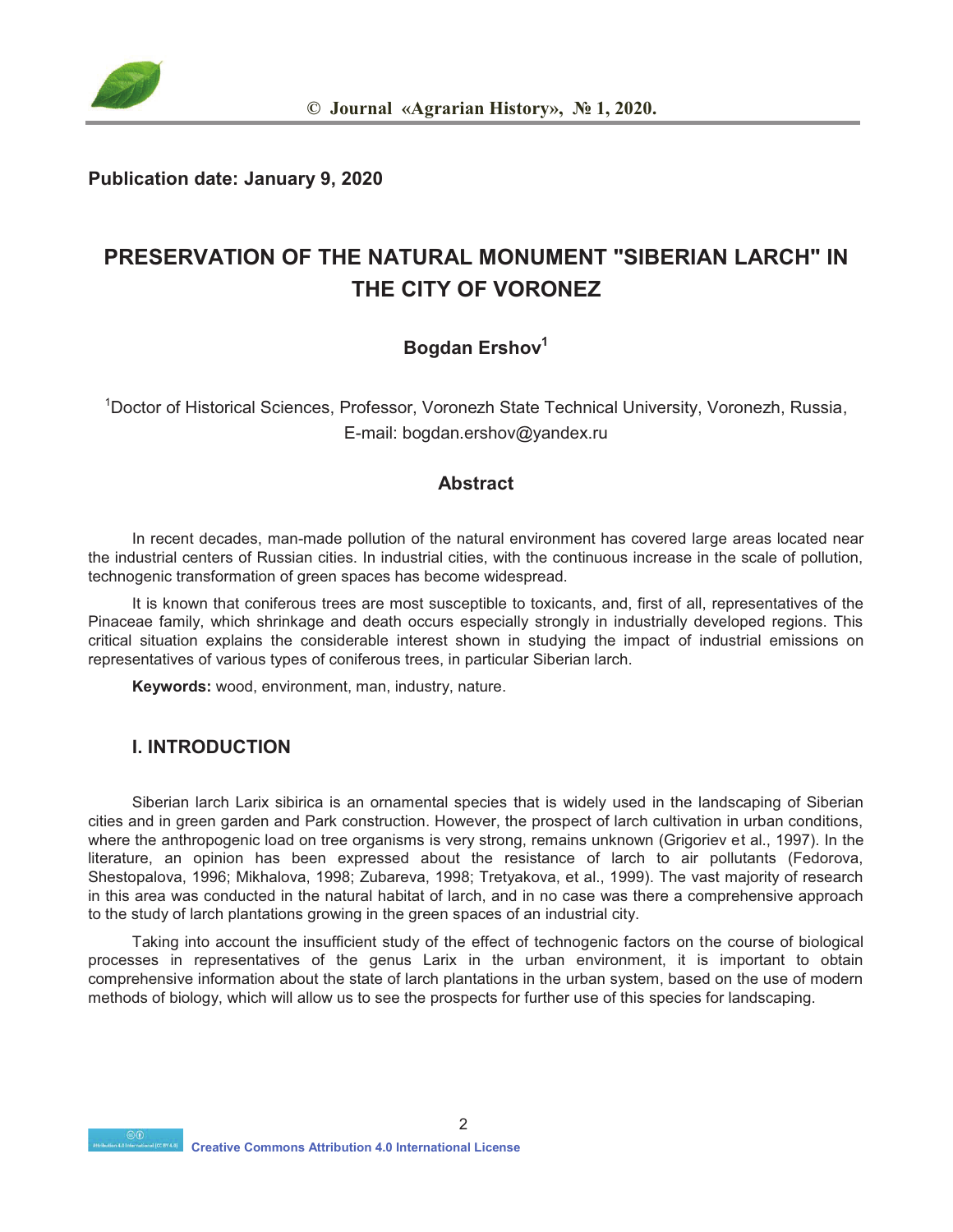Publication date: January 9, 2020

# PRESERVATION OF THE NATURAL MONUMENT "SIBERIAN LARCH" IN THE CITY OF VORONEZ

**Bogdan Ershov**[1]

[1]Doctor of Historical Sciences, Professor, Voronezh State Technical University, Voronezh, Russia, E-mail: bogdan.ershov@yandex.ru

## Abstract

In recent decades, man-made pollution of the natural environment has covered large areas located near the industrial centers of Russian cities. In industrial cities, with the continuous increase in the scale of pollution, technogenic transformation of green spaces has become widespread.

It is known that coniferous trees are most susceptible to toxicants, and, first of all, representatives of the Pinaceae family, which shrinkage and death occurs especially strongly in industrially developed regions. This critical situation explains the considerable interest shown in studying the impact of industrial emissions on representatives of various types of coniferous trees, in particular Siberian larch.

**Keywords:** wood, environment, man, industry, nature.

## I. INTRODUCTION

Siberian larch Larix sibirica is an ornamental species that is widely used in the landscaping of Siberian cities and in green garden and Park construction. However, the prospect of larch cultivation in urban conditions, where the anthropogenic load on tree organisms is very strong, remains unknown (Grigoriev et al., 1997). In the literature, an opinion has been expressed about the resistance of larch to air pollutants (Fedorova, Shestopalova, 1996; Mikhalova, 1998; Zubareva, 1998; Tretyakova, et al., 1999). The vast majority of research in this area was conducted in the natural habitat of larch, and in no case was there a comprehensive approach to the study of larch plantations growing in the green spaces of an industrial city.

Taking into account the insufficient study of the effect of technogenic factors on the course of biological processes in representatives of the genus Larix in the urban environment, it is important to obtain comprehensive information about the state of larch plantations in the urban system, based on the use of modern methods of biology, which will allow us to see the prospects for further use of this species for landscaping.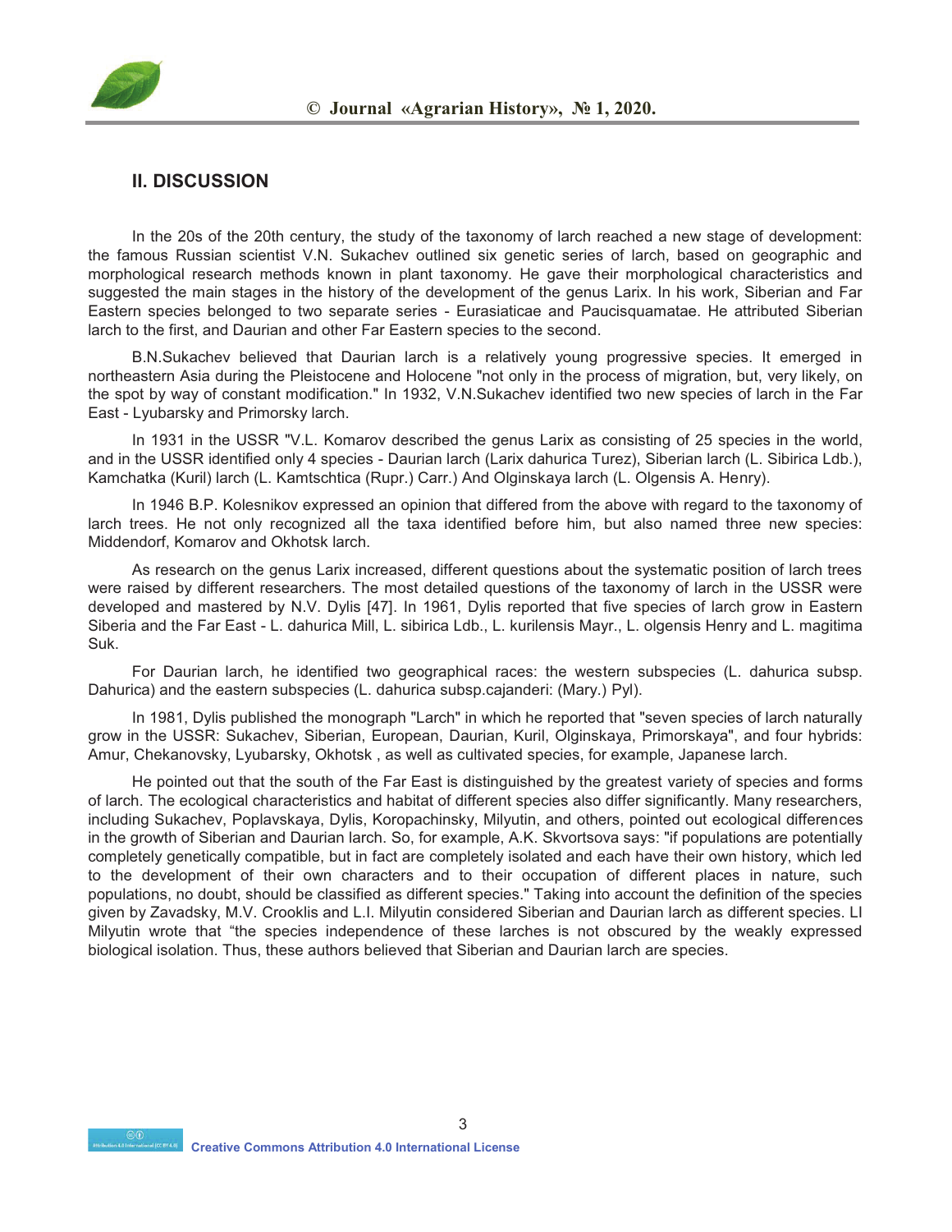## II. DISCUSSION

In the 20s of the 20th century, the study of the taxonomy of larch reached a new stage of development: the famous Russian scientist V.N. Sukachev outlined six genetic series of larch, based on geographic and morphological research methods known in plant taxonomy. He gave their morphological characteristics and suggested the main stages in the history of the development of the genus Larix. In his work, Siberian and Far Eastern species belonged to two separate series - Eurasiaticae and Paucisquamatae. He attributed Siberian larch to the first, and Daurian and other Far Eastern species to the second.

B.N.Sukachev believed that Daurian larch is a relatively young progressive species. It emerged in northeastern Asia during the Pleistocene and Holocene "not only in the process of migration, but, very likely, on the spot by way of constant modification." In 1932, V.N.Sukachev identified two new species of larch in the Far East - Lyubarsky and Primorsky larch.

In 1931 in the USSR "V.L. Komarov described the genus Larix as consisting of 25 species in the world, and in the USSR identified only 4 species - Daurian larch (Larix dahurica Turez), Siberian larch (L. Sibirica Ldb.), Kamchatka (Kuril) larch (L. Kamtschtica (Rupr.) Carr.) And Olginskaya larch (L. Olgensis A. Henry).

In 1946 B.P. Kolesnikov expressed an opinion that differed from the above with regard to the taxonomy of larch trees. He not only recognized all the taxa identified before him, but also named three new species: Middendorf, Komarov and Okhotsk larch.

As research on the genus Larix increased, different questions about the systematic position of larch trees were raised by different researchers. The most detailed questions of the taxonomy of larch in the USSR were developed and mastered by N.V. Dylis [47]. In 1961, Dylis reported that five species of larch grow in Eastern Siberia and the Far East - L. dahurica Mill, L. sibirica Ldb., L. kurilensis Mayr., L. olgensis Henry and L. magitima Suk.

For Daurian larch, he identified two geographical races: the western subspecies (L. dahurica subsp. Dahurica) and the eastern subspecies (L. dahurica subsp.cajanderi: (Mary.) Pyl).

In 1981, Dylis published the monograph "Larch" in which he reported that "seven species of larch naturally grow in the USSR: Sukachev, Siberian, European, Daurian, Kuril, Olginskaya, Primorskaya", and four hybrids: Amur, Chekanovsky, Lyubarsky, Okhotsk , as well as cultivated species, for example, Japanese larch.

He pointed out that the south of the Far East is distinguished by the greatest variety of species and forms of larch. The ecological characteristics and habitat of different species also differ significantly. Many researchers, including Sukachev, Poplavskaya, Dylis, Koropachinsky, Milyutin, and others, pointed out ecological differences in the growth of Siberian and Daurian larch. So, for example, A.K. Skvortsova says: "if populations are potentially completely genetically compatible, but in fact are completely isolated and each have their own history, which led to the development of their own characters and to their occupation of different places in nature, such populations, no doubt, should be classified as different species." Taking into account the definition of the species given by Zavadsky, M.V. Crooklis and L.I. Milyutin considered Siberian and Daurian larch as different species. LI Milyutin wrote that “the species independence of these larches is not obscured by the weakly expressed biological isolation. Thus, these authors believed that Siberian and Daurian larch are species.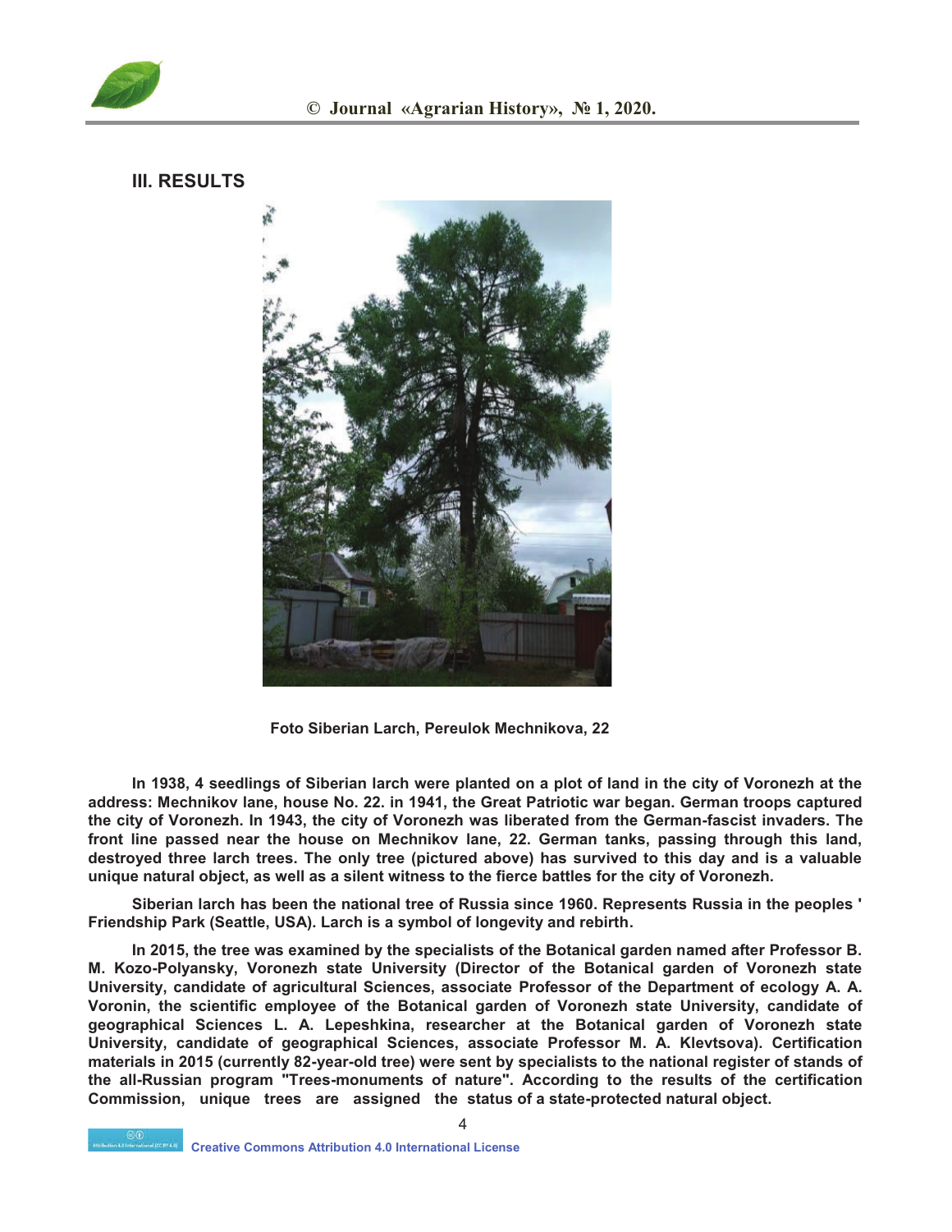## III. RESULTS

Foto Siberian Larch, Pereulok Mechnikova, 22

In 1938, 4 seedlings of Siberian larch were planted on a plot of land in the city of Voronezh at the address: Mechnikov lane, house No. 22. in 1941, the Great Patriotic war began. German troops captured the city of Voronezh. In 1943, the city of Voronezh was liberated from the German-fascist invaders. The front line passed near the house on Mechnikov lane, 22. German tanks, passing through this land, destroyed three larch trees. The only tree (pictured above) has survived to this day and is a valuable unique natural object, as well as a silent witness to the fierce battles for the city of Voronezh.

Siberian larch has been the national tree of Russia since 1960. Represents Russia in the peoples ' Friendship Park (Seattle, USA). Larch is a symbol of longevity and rebirth.

In 2015, the tree was examined by the specialists of the Botanical garden named after Professor B. M. Kozo-Polyansky, Voronezh state University (Director of the Botanical garden of Voronezh state University, candidate of agricultural Sciences, associate Professor of the Department of ecology A. A. Voronin, the scientific employee of the Botanical garden of Voronezh state University, candidate of geographical Sciences L. A. Lepeshkina, researcher at the Botanical garden of Voronezh state University, candidate of geographical Sciences, associate Professor M. A. Klevtsova). Certification materials in 2015 (currently 82-year-old tree) were sent by specialists to the national register of stands of the all-Russian program "Trees-monuments of nature". According to the results of the certification Commission, unique trees are assigned the status of a state-protected natural object.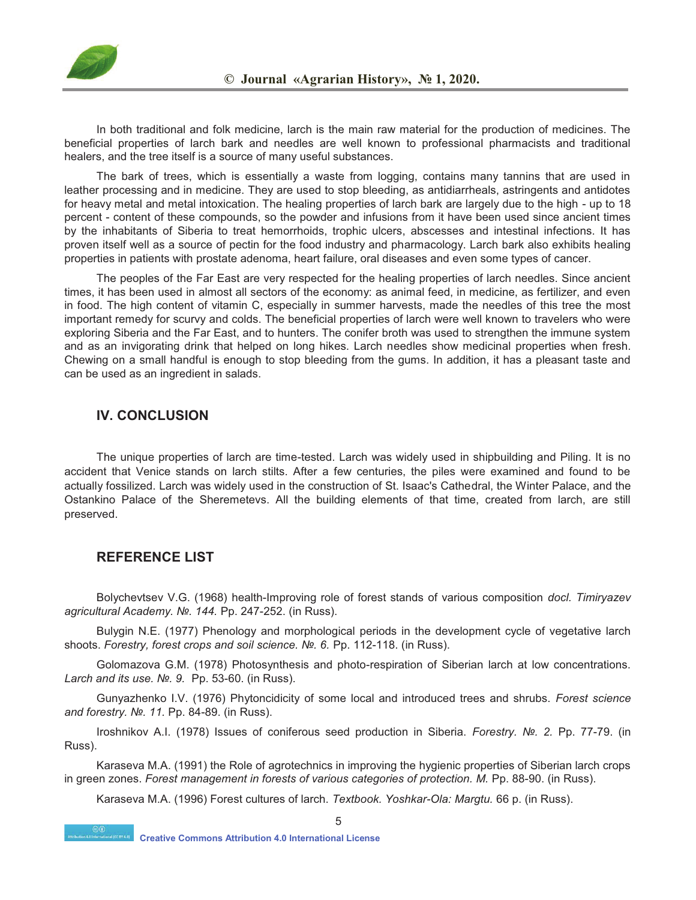In both traditional and folk medicine, larch is the main raw material for the production of medicines. The beneficial properties of larch bark and needles are well known to professional pharmacists and traditional healers, and the tree itself is a source of many useful substances.

The bark of trees, which is essentially a waste from logging, contains many tannins that are used in leather processing and in medicine. They are used to stop bleeding, as antidiarrheals, astringents and antidotes for heavy metal and metal intoxication. The healing properties of larch bark are largely due to the high - up to 18 percent - content of these compounds, so the powder and infusions from it have been used since ancient times by the inhabitants of Siberia to treat hemorrhoids, trophic ulcers, abscesses and intestinal infections. It has proven itself well as a source of pectin for the food industry and pharmacology. Larch bark also exhibits healing properties in patients with prostate adenoma, heart failure, oral diseases and even some types of cancer.

The peoples of the Far East are very respected for the healing properties of larch needles. Since ancient times, it has been used in almost all sectors of the economy: as animal feed, in medicine, as fertilizer, and even in food. The high content of vitamin C, especially in summer harvests, made the needles of this tree the most important remedy for scurvy and colds. The beneficial properties of larch were well known to travelers who were exploring Siberia and the Far East, and to hunters. The conifer broth was used to strengthen the immune system and as an invigorating drink that helped on long hikes. Larch needles show medicinal properties when fresh. Chewing on a small handful is enough to stop bleeding from the gums. In addition, it has a pleasant taste and can be used as an ingredient in salads.

## IV. CONCLUSION

The unique properties of larch are time-tested. Larch was widely used in shipbuilding and Piling. It is no accident that Venice stands on larch stilts. After a few centuries, the piles were examined and found to be actually fossilized. Larch was widely used in the construction of St. Isaac's Cathedral, the Winter Palace, and the Ostankino Palace of the Sheremetevs. All the building elements of that time, created from larch, are still preserved.

## REFERENCE LIST

Bolychevtsev V.G. (1968) health-Improving role of forest stands of various composition *docl. Timiryazev agricultural Academy. №. 144.* Pp. 247-252. (in Russ).

Bulygin N.E. (1977) Phenology and morphological periods in the development cycle of vegetative larch shoots. *Forestry, forest crops and soil science. №. 6.* Pp. 112-118. (in Russ).

Golomazova G.M. (1978) Photosynthesis and photo-respiration of Siberian larch at low concentrations. *Larch and its use. №. 9.* Pp. 53-60. (in Russ).

Gunyazhenko I.V. (1976) Phytoncidicity of some local and introduced trees and shrubs. *Forest science and forestry. №. 11.* Pp. 84-89. (in Russ).

Iroshnikov A.I. (1978) Issues of coniferous seed production in Siberia. *Forestry. №. 2.* Pp. 77-79. (in Russ).

Karaseva M.A. (1991) the Role of agrotechnics in improving the hygienic properties of Siberian larch crops in green zones. *Forest management in forests of various categories of protection. M.* Pp. 88-90. (in Russ).

Karaseva M.A. (1996) Forest cultures of larch. *Textbook. Yoshkar-Ola: Margtu.* 66 p. (in Russ).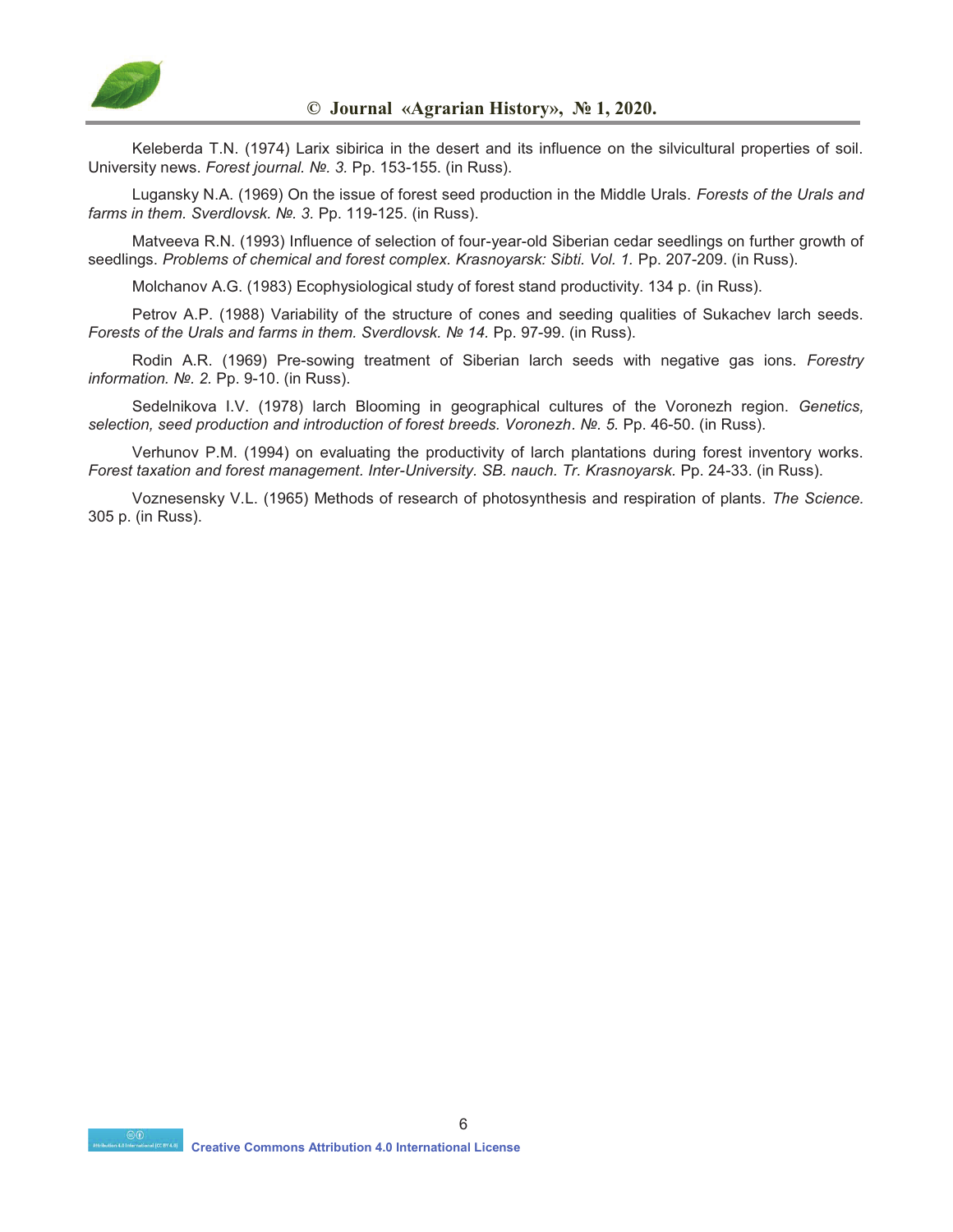Keleberda T.N. (1974) Larix sibirica in the desert and its influence on the silvicultural properties of soil. University news. *Forest journal. №. 3.* Pp. 153-155. (in Russ).

Lugansky N.A. (1969) On the issue of forest seed production in the Middle Urals. *Forests of the Urals and farms in them. Sverdlovsk. №. 3.* Pp. 119-125. (in Russ).

Matveeva R.N. (1993) Influence of selection of four-year-old Siberian cedar seedlings on further growth of seedlings. *Problems of chemical and forest complex. Krasnoyarsk: Sibti. Vol. 1.* Pp. 207-209. (in Russ).

Molchanov A.G. (1983) Ecophysiological study of forest stand productivity. 134 p. (in Russ).

Petrov A.P. (1988) Variability of the structure of cones and seeding qualities of Sukachev larch seeds. *Forests of the Urals and farms in them. Sverdlovsk. № 14.* Pp. 97-99. (in Russ).

Rodin A.R. (1969) Pre-sowing treatment of Siberian larch seeds with negative gas ions. *Forestry information. №. 2.* Pp. 9-10. (in Russ).

Sedelnikova I.V. (1978) larch Blooming in geographical cultures of the Voronezh region. *Genetics, selection, seed production and introduction of forest breeds. Voronezh. №. 5.* Pp. 46-50. (in Russ).

Verhunov P.M. (1994) on evaluating the productivity of larch plantations during forest inventory works. *Forest taxation and forest management. Inter-University. SB. nauch. Tr. Krasnoyarsk.* Pp. 24-33. (in Russ).

Voznesensky V.L. (1965) Methods of research of photosynthesis and respiration of plants. *The Science.* 305 p. (in Russ).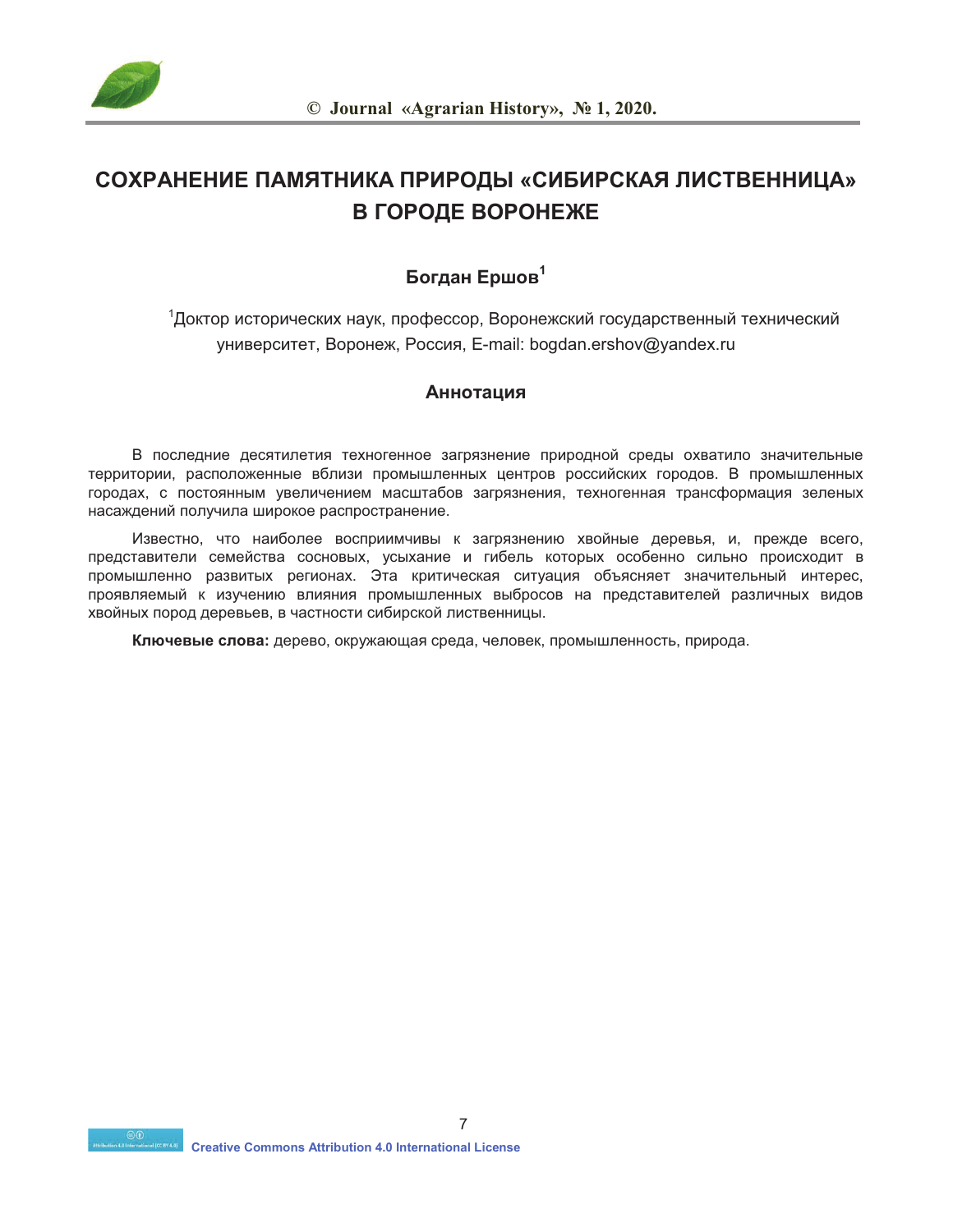# СОХРАНЕНИЕ ПАМЯТНИКА ПРИРОДЫ «СИБИРСКАЯ ЛИСТВЕННИЦА» В ГОРОДЕ ВОРОНЕЖЕ

**Богдан Ершов[1]**

[1]Доктор исторических наук, профессор, Воронежский государственный технический университет, Воронеж, Россия, E-mail: bogdan.ershov@yandex.ru

## Аннотация

В последние десятилетия техногенное загрязнение природной среды охватило значительные территории, расположенные вблизи промышленных центров российских городов. В промышленных городах, с постоянным увеличением масштабов загрязнения, техногенная трансформация зеленых насаждений получила широкое распространение.

Известно, что наиболее восприимчивы к загрязнению хвойные деревья, и, прежде всего, представители семейства сосновых, усыхание и гибель которых особенно сильно происходит в промышленно развитых регионах. Эта критическая ситуация объясняет значительный интерес, проявляемый к изучению влияния промышленных выбросов на представителей различных видов хвойных пород деревьев, в частности сибирской лиственницы.

**Ключевые слова:** дерево, окружающая среда, человек, промышленность, природа.